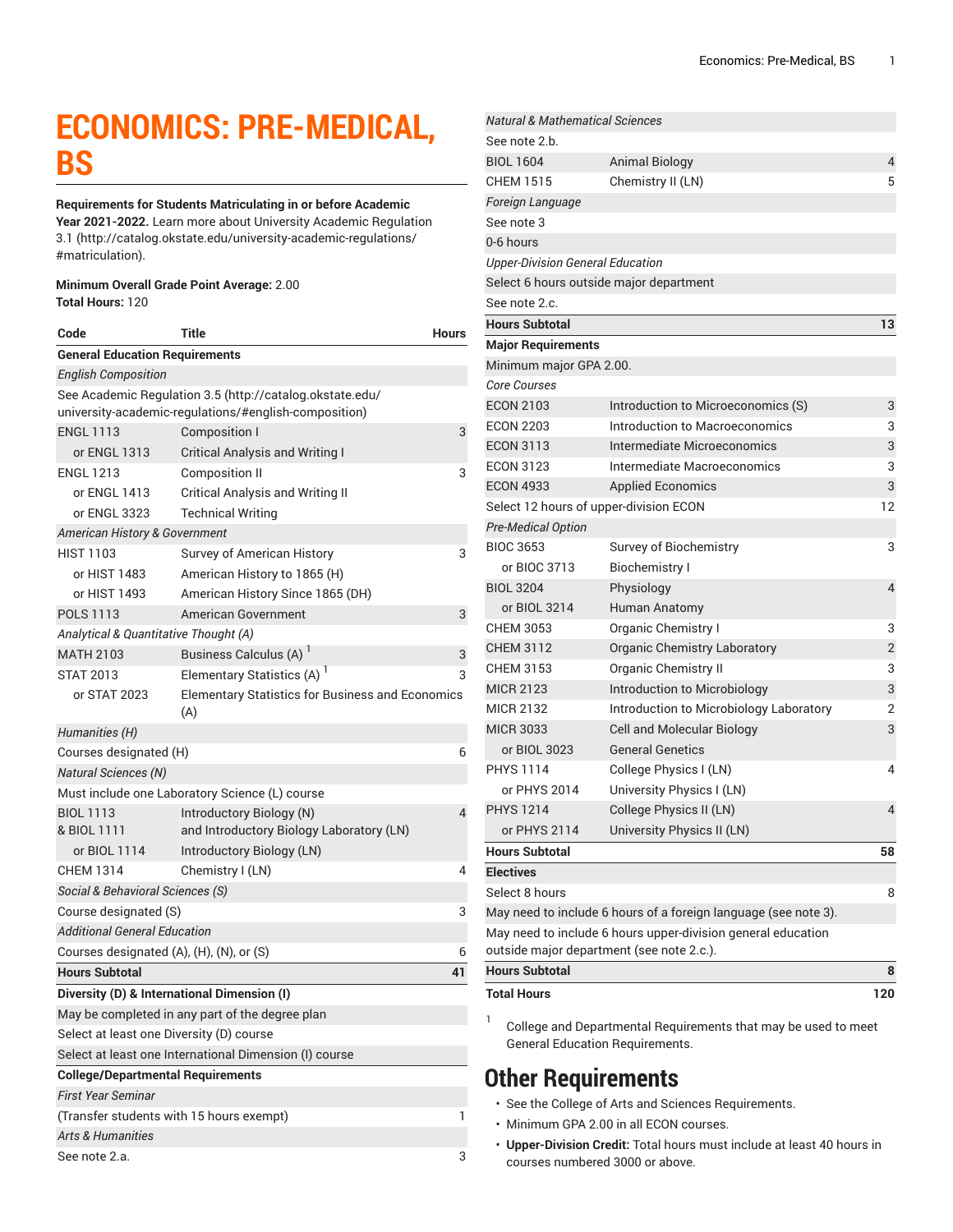# ECONOMICS: PRE-MEDICAL, BS

**Requirements for Students Matriculating in or before Academic Year 2021-2022.** Learn more about University Academic Regulation 3.1 (http://catalog.okstate.edu/university-academic-regulations/#matriculation).

**Minimum Overall Grade Point Average:** 2.00
**Total Hours:** 120

| Code | Title | Hours |
|---|---|---|
| **General Education Requirements** | | |
| *English Composition* | | |
| See Academic Regulation 3.5 (http://catalog.okstate.edu/university-academic-regulations/#english-composition) | | |
| ENGL 1113 | Composition I | 3 |
| or ENGL 1313 | Critical Analysis and Writing I | |
| ENGL 1213 | Composition II | 3 |
| or ENGL 1413 | Critical Analysis and Writing II | |
| or ENGL 3323 | Technical Writing | |
| *American History & Government* | | |
| HIST 1103 | Survey of American History | 3 |
| or HIST 1483 | American History to 1865 (H) | |
| or HIST 1493 | American History Since 1865 (DH) | |
| POLS 1113 | American Government | 3 |
| *Analytical & Quantitative Thought (A)* | | |
| MATH 2103 | Business Calculus (A) [1] | 3 |
| STAT 2013 | Elementary Statistics (A) [1] | 3 |
| or STAT 2023 | Elementary Statistics for Business and Economics (A) | |
| *Humanities (H)* | | |
| Courses designated (H) | | 6 |
| *Natural Sciences (N)* | | |
| Must include one Laboratory Science (L) course | | |
| BIOL 1113 & BIOL 1111 | Introductory Biology (N) and Introductory Biology Laboratory (LN) | 4 |
| or BIOL 1114 | Introductory Biology (LN) | |
| CHEM 1314 | Chemistry I (LN) | 4 |
| *Social & Behavioral Sciences (S)* | | |
| Course designated (S) | | 3 |
| *Additional General Education* | | |
| Courses designated (A), (H), (N), or (S) | | 6 |
| **Hours Subtotal** | | **41** |
| **Diversity (D) & International Dimension (I)** | | |
| May be completed in any part of the degree plan | | |
| Select at least one Diversity (D) course | | |
| Select at least one International Dimension (I) course | | |
| **College/Departmental Requirements** | | |
| *First Year Seminar* | | |
| (Transfer students with 15 hours exempt) | | 1 |
| *Arts & Humanities* | | |
| See note 2.a. | | 3 |
| *Natural & Mathematical Sciences* | | |
| See note 2.b. | | |
| BIOL 1604 | Animal Biology | 4 |
| CHEM 1515 | Chemistry II (LN) | 5 |
| *Foreign Language* | | |
| See note 3 | | |
| 0-6 hours | | |
| *Upper-Division General Education* | | |
| Select 6 hours outside major department | | |
| See note 2.c. | | |
| **Hours Subtotal** | | **13** |
| **Major Requirements** | | |
| Minimum major GPA 2.00. | | |
| *Core Courses* | | |
| ECON 2103 | Introduction to Microeconomics (S) | 3 |
| ECON 2203 | Introduction to Macroeconomics | 3 |
| ECON 3113 | Intermediate Microeconomics | 3 |
| ECON 3123 | Intermediate Macroeconomics | 3 |
| ECON 4933 | Applied Economics | 3 |
| Select 12 hours of upper-division ECON | | 12 |
| *Pre-Medical Option* | | |
| BIOC 3653 | Survey of Biochemistry | 3 |
| or BIOC 3713 | Biochemistry I | |
| BIOL 3204 | Physiology | 4 |
| or BIOL 3214 | Human Anatomy | |
| CHEM 3053 | Organic Chemistry I | 3 |
| CHEM 3112 | Organic Chemistry Laboratory | 2 |
| CHEM 3153 | Organic Chemistry II | 3 |
| MICR 2123 | Introduction to Microbiology | 3 |
| MICR 2132 | Introduction to Microbiology Laboratory | 2 |
| MICR 3033 | Cell and Molecular Biology | 3 |
| or BIOL 3023 | General Genetics | |
| PHYS 1114 | College Physics I (LN) | 4 |
| or PHYS 2014 | University Physics I (LN) | |
| PHYS 1214 | College Physics II (LN) | 4 |
| or PHYS 2114 | University Physics II (LN) | |
| **Hours Subtotal** | | **58** |
| **Electives** | | |
| Select 8 hours | | 8 |
| May need to include 6 hours of a foreign language (see note 3). | | |
| May need to include 6 hours upper-division general education outside major department (see note 2.c.). | | |
| **Hours Subtotal** | | **8** |
| **Total Hours** | | **120** |

[1] College and Departmental Requirements that may be used to meet General Education Requirements.

## Other Requirements

- See the College of Arts and Sciences Requirements.
- Minimum GPA 2.00 in all ECON courses.
- **Upper-Division Credit:** Total hours must include at least 40 hours in courses numbered 3000 or above.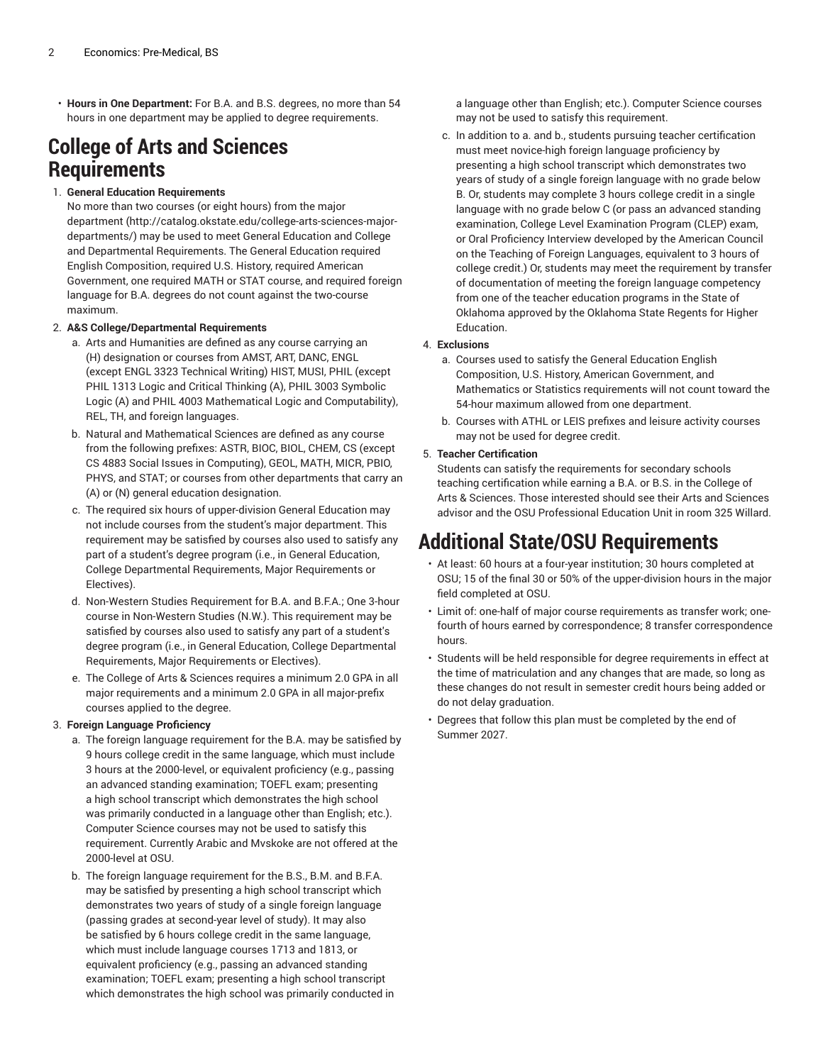- **Hours in One Department:** For B.A. and B.S. degrees, no more than 54 hours in one department may be applied to degree requirements.

## College of Arts and Sciences Requirements

1. **General Education Requirements**
   No more than two courses (or eight hours) from the major department (http://catalog.okstate.edu/college-arts-sciences-major-departments/) may be used to meet General Education and College and Departmental Requirements. The General Education required English Composition, required U.S. History, required American Government, one required MATH or STAT course, and required foreign language for B.A. degrees do not count against the two-course maximum.
2. **A&S College/Departmental Requirements**
   a. Arts and Humanities are defined as any course carrying an (H) designation or courses from AMST, ART, DANC, ENGL (except ENGL 3323 Technical Writing) HIST, MUSI, PHIL (except PHIL 1313 Logic and Critical Thinking (A), PHIL 3003 Symbolic Logic (A) and PHIL 4003 Mathematical Logic and Computability), REL, TH, and foreign languages.
   b. Natural and Mathematical Sciences are defined as any course from the following prefixes: ASTR, BIOC, BIOL, CHEM, CS (except CS 4883 Social Issues in Computing), GEOL, MATH, MICR, PBIO, PHYS, and STAT; or courses from other departments that carry an (A) or (N) general education designation.
   c. The required six hours of upper-division General Education may not include courses from the student's major department. This requirement may be satisfied by courses also used to satisfy any part of a student's degree program (i.e., in General Education, College Departmental Requirements, Major Requirements or Electives).
   d. Non-Western Studies Requirement for B.A. and B.F.A.; One 3-hour course in Non-Western Studies (N.W.). This requirement may be satisfied by courses also used to satisfy any part of a student's degree program (i.e., in General Education, College Departmental Requirements, Major Requirements or Electives).
   e. The College of Arts & Sciences requires a minimum 2.0 GPA in all major requirements and a minimum 2.0 GPA in all major-prefix courses applied to the degree.
3. **Foreign Language Proficiency**
   a. The foreign language requirement for the B.A. may be satisfied by 9 hours college credit in the same language, which must include 3 hours at the 2000-level, or equivalent proficiency (e.g., passing an advanced standing examination; TOEFL exam; presenting a high school transcript which demonstrates the high school was primarily conducted in a language other than English; etc.). Computer Science courses may not be used to satisfy this requirement. Currently Arabic and Mvskoke are not offered at the 2000-level at OSU.
   b. The foreign language requirement for the B.S., B.M. and B.F.A. may be satisfied by presenting a high school transcript which demonstrates two years of study of a single foreign language (passing grades at second-year level of study). It may also be satisfied by 6 hours college credit in the same language, which must include language courses 1713 and 1813, or equivalent proficiency (e.g., passing an advanced standing examination; TOEFL exam; presenting a high school transcript which demonstrates the high school was primarily conducted in a language other than English; etc.). Computer Science courses may not be used to satisfy this requirement.
   c. In addition to a. and b., students pursuing teacher certification must meet novice-high foreign language proficiency by presenting a high school transcript which demonstrates two years of study of a single foreign language with no grade below B. Or, students may complete 3 hours college credit in a single language with no grade below C (or pass an advanced standing examination, College Level Examination Program (CLEP) exam, or Oral Proficiency Interview developed by the American Council on the Teaching of Foreign Languages, equivalent to 3 hours of college credit.) Or, students may meet the requirement by transfer of documentation of meeting the foreign language competency from one of the teacher education programs in the State of Oklahoma approved by the Oklahoma State Regents for Higher Education.
4. **Exclusions**
   a. Courses used to satisfy the General Education English Composition, U.S. History, American Government, and Mathematics or Statistics requirements will not count toward the 54-hour maximum allowed from one department.
   b. Courses with ATHL or LEIS prefixes and leisure activity courses may not be used for degree credit.
5. **Teacher Certification**
   Students can satisfy the requirements for secondary schools teaching certification while earning a B.A. or B.S. in the College of Arts & Sciences. Those interested should see their Arts and Sciences advisor and the OSU Professional Education Unit in room 325 Willard.

## Additional State/OSU Requirements

- At least: 60 hours at a four-year institution; 30 hours completed at OSU; 15 of the final 30 or 50% of the upper-division hours in the major field completed at OSU.
- Limit of: one-half of major course requirements as transfer work; one-fourth of hours earned by correspondence; 8 transfer correspondence hours.
- Students will be held responsible for degree requirements in effect at the time of matriculation and any changes that are made, so long as these changes do not result in semester credit hours being added or do not delay graduation.
- Degrees that follow this plan must be completed by the end of Summer 2027.